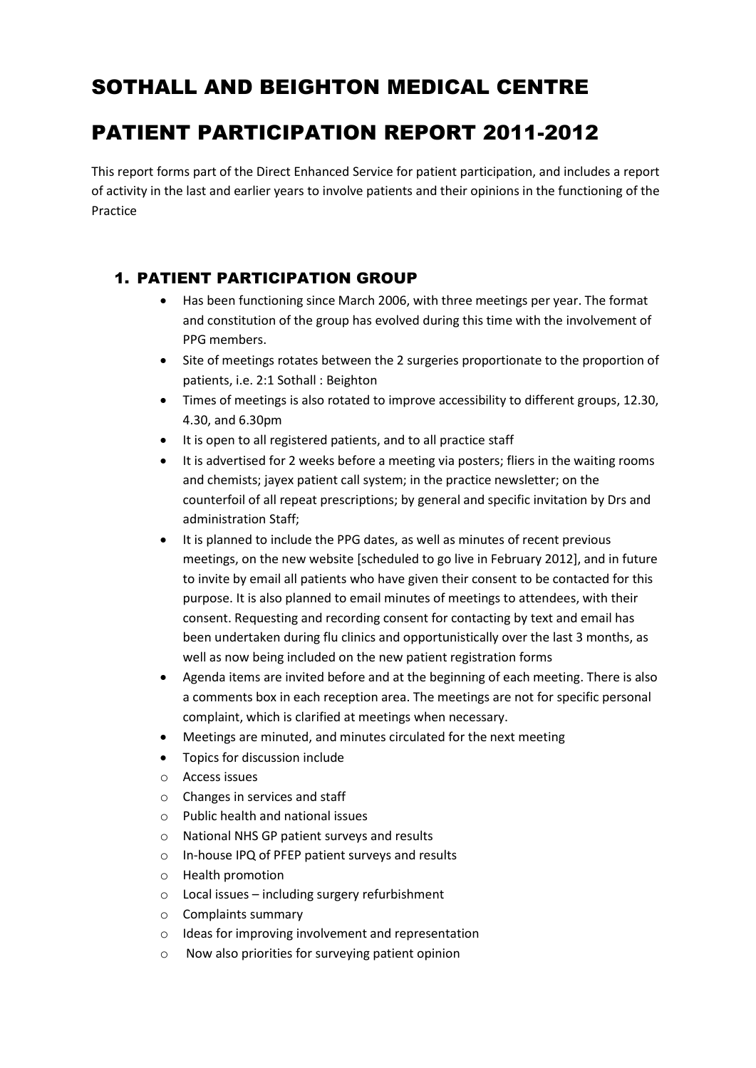# SOTHALL AND BEIGHTON MEDICAL CENTRE

# PATIENT PARTICIPATION REPORT 2011-2012

This report forms part of the Direct Enhanced Service for patient participation, and includes a report of activity in the last and earlier years to involve patients and their opinions in the functioning of the Practice

## 1. PATIENT PARTICIPATION GROUP

- Has been functioning since March 2006, with three meetings per year. The format and constitution of the group has evolved during this time with the involvement of PPG members.
- Site of meetings rotates between the 2 surgeries proportionate to the proportion of patients, i.e. 2:1 Sothall : Beighton
- Times of meetings is also rotated to improve accessibility to different groups, 12.30, 4.30, and 6.30pm
- It is open to all registered patients, and to all practice staff
- It is advertised for 2 weeks before a meeting via posters; fliers in the waiting rooms and chemists; jayex patient call system; in the practice newsletter; on the counterfoil of all repeat prescriptions; by general and specific invitation by Drs and administration Staff;
- It is planned to include the PPG dates, as well as minutes of recent previous meetings, on the new website [scheduled to go live in February 2012], and in future to invite by email all patients who have given their consent to be contacted for this purpose. It is also planned to email minutes of meetings to attendees, with their consent. Requesting and recording consent for contacting by text and email has been undertaken during flu clinics and opportunistically over the last 3 months, as well as now being included on the new patient registration forms
- Agenda items are invited before and at the beginning of each meeting. There is also a comments box in each reception area. The meetings are not for specific personal complaint, which is clarified at meetings when necessary.
- Meetings are minuted, and minutes circulated for the next meeting
- Topics for discussion include
  - Access issues
  - Changes in services and staff
  - Public health and national issues
  - National NHS GP patient surveys and results
  - In-house IPQ of PFEP patient surveys and results
  - Health promotion
  - Local issues – including surgery refurbishment
  - Complaints summary
  - Ideas for improving involvement and representation
  - Now also priorities for surveying patient opinion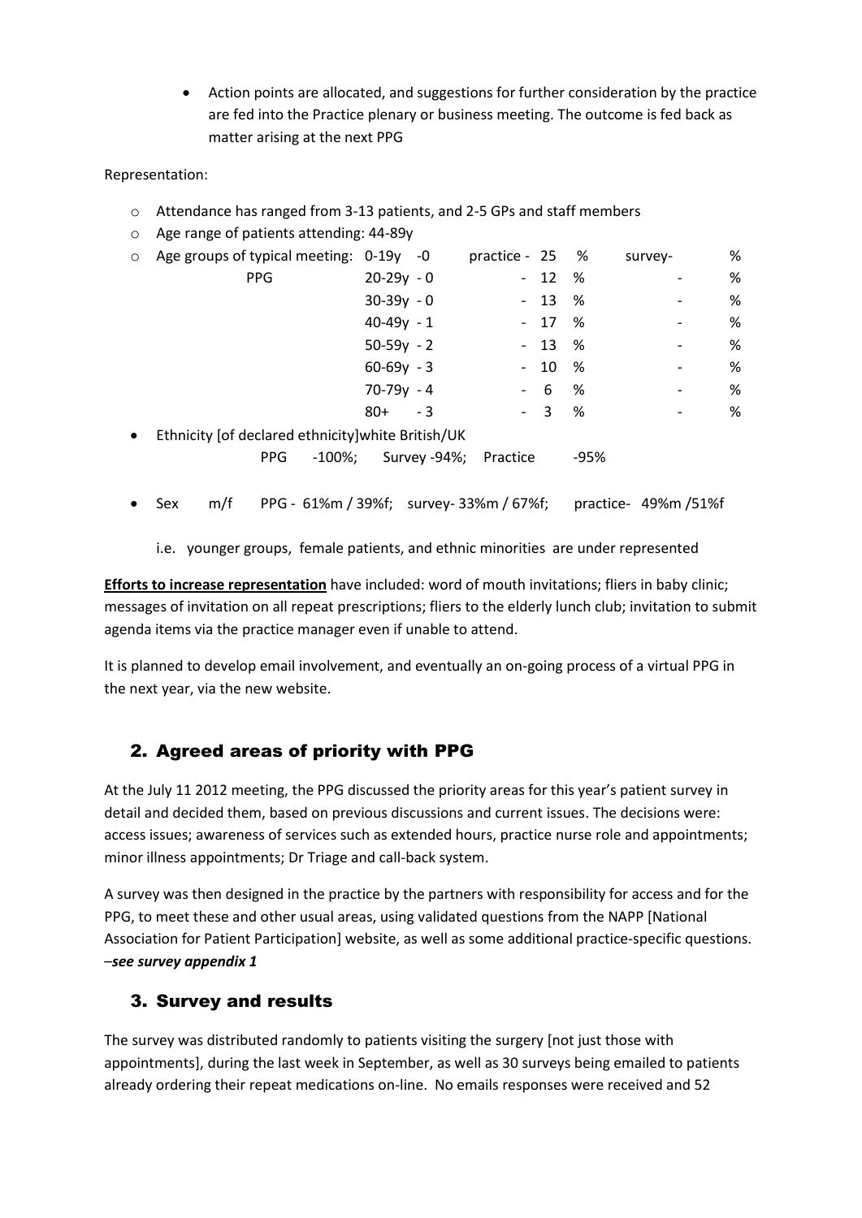- Action points are allocated, and suggestions for further consideration by the practice are fed into the Practice plenary or business meeting. The outcome is fed back as matter arising at the next PPG

Representation:

- Attendance has ranged from 3-13 patients, and 2-5 GPs and staff members
- Age range of patients attending: 44-89y
- Age groups of typical meeting: PPG

| Age group | PPG | practice | survey |
|---|---|---|---|
| 0-19y | 0 | 25 % | - % |
| 20-29y | 0 | 12 % | - % |
| 30-39y | 0 | 13 % | - % |
| 40-49y | 1 | 17 % | - % |
| 50-59y | 2 | 13 % | - % |
| 60-69y | 3 | 10 % | - % |
| 70-79y | 4 | 6 % | - % |
| 80+ | 3 | 3 % | - % |

- Ethnicity [of declared ethnicity]white British/UK

  PPG -100%; Survey -94%; Practice -95%

- Sex m/f PPG - 61%m / 39%f; survey- 33%m / 67%f; practice- 49%m /51%f

  i.e. younger groups, female patients, and ethnic minorities are under represented

<u>**Efforts to increase representation**</u> have included: word of mouth invitations; fliers in baby clinic; messages of invitation on all repeat prescriptions; fliers to the elderly lunch club; invitation to submit agenda items via the practice manager even if unable to attend.

It is planned to develop email involvement, and eventually an on-going process of a virtual PPG in the next year, via the new website.

## 2. Agreed areas of priority with PPG

At the July 11 2012 meeting, the PPG discussed the priority areas for this year's patient survey in detail and decided them, based on previous discussions and current issues. The decisions were: access issues; awareness of services such as extended hours, practice nurse role and appointments; minor illness appointments; Dr Triage and call-back system.

A survey was then designed in the practice by the partners with responsibility for access and for the PPG, to meet these and other usual areas, using validated questions from the NAPP [National Association for Patient Participation] website, as well as some additional practice-specific questions. –***see survey appendix 1***

## 3. Survey and results

The survey was distributed randomly to patients visiting the surgery [not just those with appointments], during the last week in September, as well as 30 surveys being emailed to patients already ordering their repeat medications on-line. No emails responses were received and 52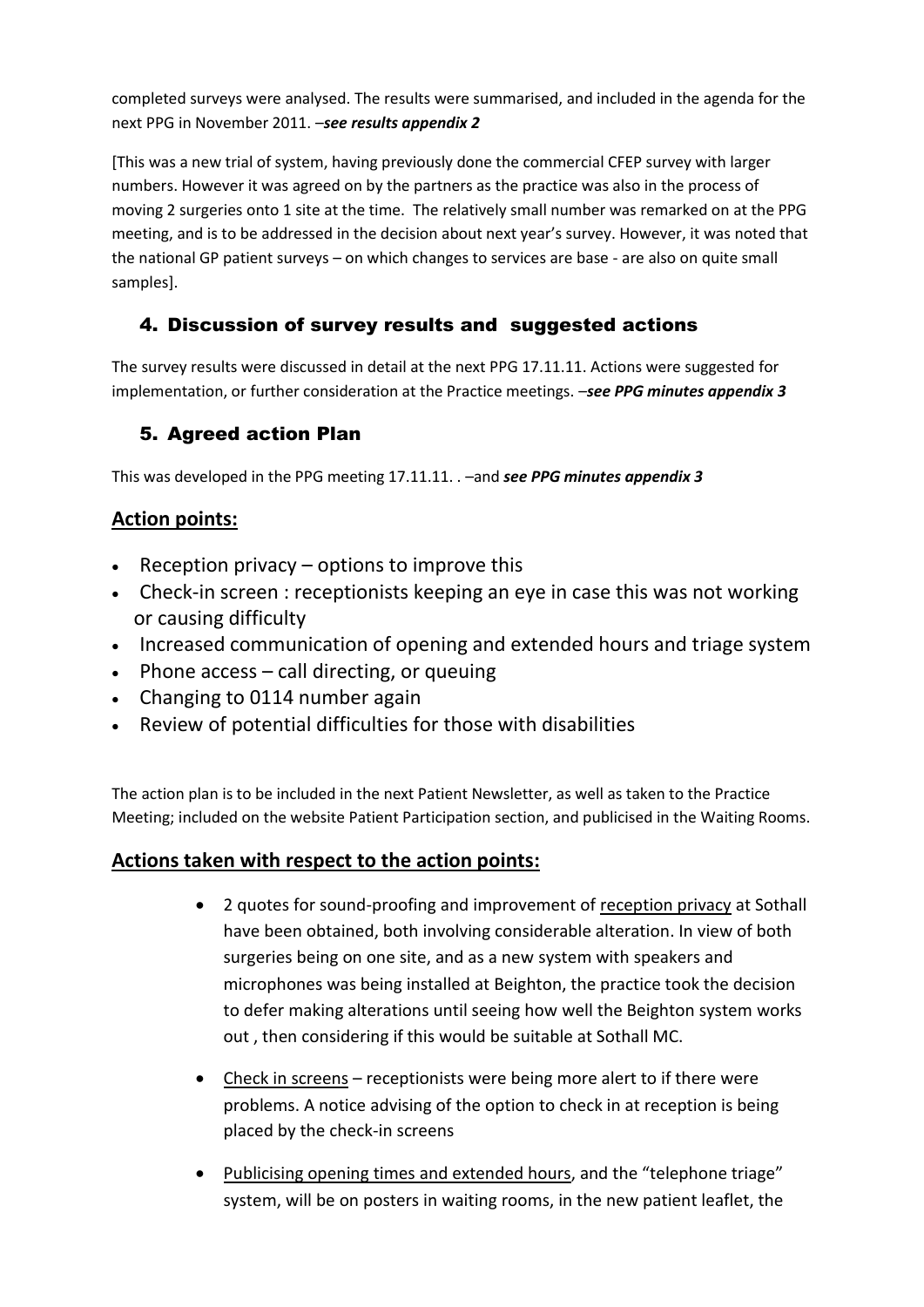completed surveys were analysed. The results were summarised, and included in the agenda for the next PPG in November 2011. –***see results appendix 2***

[This was a new trial of system, having previously done the commercial CFEP survey with larger numbers. However it was agreed on by the partners as the practice was also in the process of moving 2 surgeries onto 1 site at the time. The relatively small number was remarked on at the PPG meeting, and is to be addressed in the decision about next year's survey. However, it was noted that the national GP patient surveys – on which changes to services are base - are also on quite small samples].

## 4. Discussion of survey results and suggested actions

The survey results were discussed in detail at the next PPG 17.11.11. Actions were suggested for implementation, or further consideration at the Practice meetings. –***see PPG minutes appendix 3***

## 5. Agreed action Plan

This was developed in the PPG meeting 17.11.11. . –and ***see PPG minutes appendix 3***

## Action points:

- Reception privacy – options to improve this
- Check-in screen : receptionists keeping an eye in case this was not working or causing difficulty
- Increased communication of opening and extended hours and triage system
- Phone access – call directing, or queuing
- Changing to 0114 number again
- Review of potential difficulties for those with disabilities

The action plan is to be included in the next Patient Newsletter, as well as taken to the Practice Meeting; included on the website Patient Participation section, and publicised in the Waiting Rooms.

## Actions taken with respect to the action points:

- 2 quotes for sound-proofing and improvement of reception privacy at Sothall have been obtained, both involving considerable alteration. In view of both surgeries being on one site, and as a new system with speakers and microphones was being installed at Beighton, the practice took the decision to defer making alterations until seeing how well the Beighton system works out , then considering if this would be suitable at Sothall MC.
- Check in screens – receptionists were being more alert to if there were problems. A notice advising of the option to check in at reception is being placed by the check-in screens
- Publicising opening times and extended hours, and the "telephone triage" system, will be on posters in waiting rooms, in the new patient leaflet, the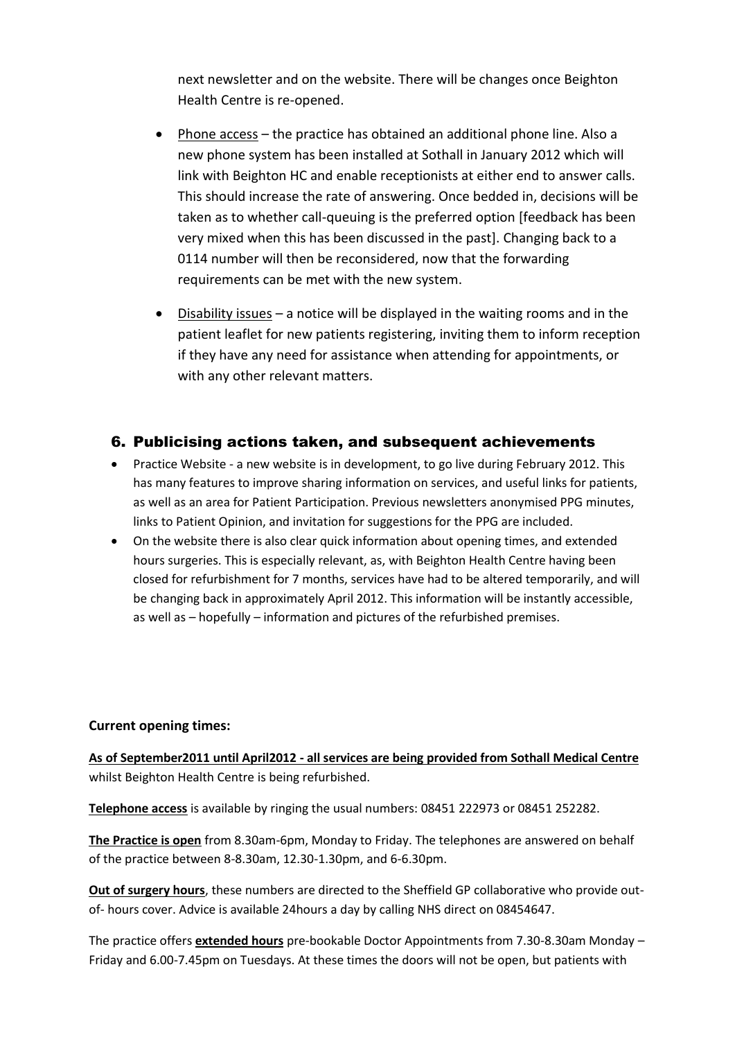next newsletter and on the website. There will be changes once Beighton Health Centre is re-opened.

- Phone access – the practice has obtained an additional phone line. Also a new phone system has been installed at Sothall in January 2012 which will link with Beighton HC and enable receptionists at either end to answer calls. This should increase the rate of answering. Once bedded in, decisions will be taken as to whether call-queuing is the preferred option [feedback has been very mixed when this has been discussed in the past]. Changing back to a 0114 number will then be reconsidered, now that the forwarding requirements can be met with the new system.
- Disability issues – a notice will be displayed in the waiting rooms and in the patient leaflet for new patients registering, inviting them to inform reception if they have any need for assistance when attending for appointments, or with any other relevant matters.

## 6. Publicising actions taken, and subsequent achievements

- Practice Website - a new website is in development, to go live during February 2012. This has many features to improve sharing information on services, and useful links for patients, as well as an area for Patient Participation. Previous newsletters anonymised PPG minutes, links to Patient Opinion, and invitation for suggestions for the PPG are included.
- On the website there is also clear quick information about opening times, and extended hours surgeries. This is especially relevant, as, with Beighton Health Centre having been closed for refurbishment for 7 months, services have had to be altered temporarily, and will be changing back in approximately April 2012. This information will be instantly accessible, as well as – hopefully – information and pictures of the refurbished premises.

**Current opening times:**

**As of September2011 until April2012 - all services are being provided from Sothall Medical Centre** whilst Beighton Health Centre is being refurbished.

**Telephone access** is available by ringing the usual numbers: 08451 222973 or 08451 252282.

**The Practice is open** from 8.30am-6pm, Monday to Friday. The telephones are answered on behalf of the practice between 8-8.30am, 12.30-1.30pm, and 6-6.30pm.

**Out of surgery hours**, these numbers are directed to the Sheffield GP collaborative who provide out-of- hours cover. Advice is available 24hours a day by calling NHS direct on 08454647.

The practice offers **extended hours** pre-bookable Doctor Appointments from 7.30-8.30am Monday – Friday and 6.00-7.45pm on Tuesdays. At these times the doors will not be open, but patients with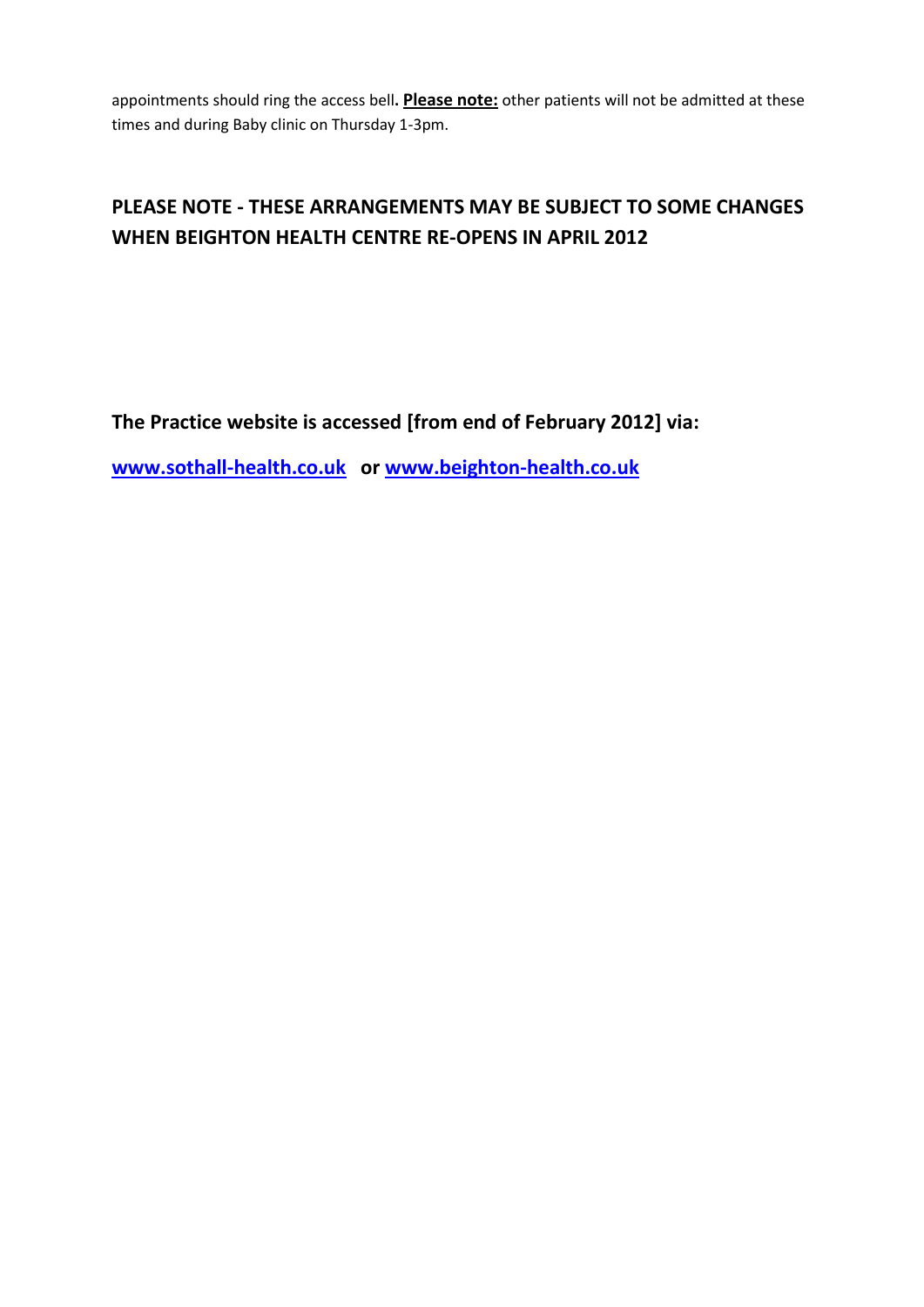appointments should ring the access bell**.** **Please note:** other patients will not be admitted at these times and during Baby clinic on Thursday 1-3pm.

**PLEASE NOTE - THESE ARRANGEMENTS MAY BE SUBJECT TO SOME CHANGES WHEN BEIGHTON HEALTH CENTRE RE-OPENS IN APRIL 2012**

**The Practice website is accessed [from end of February 2012] via:**

**www.sothall-health.co.uk** **or** **www.beighton-health.co.uk**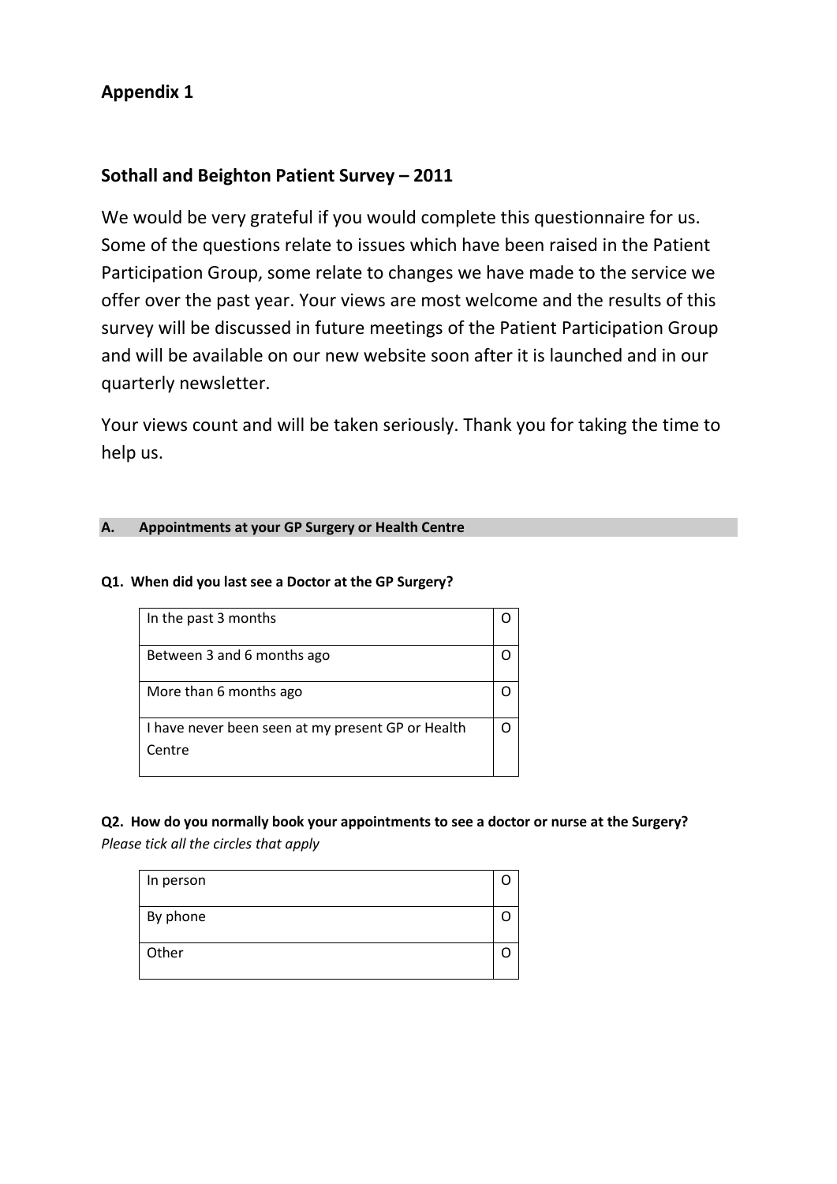## Appendix 1

## Sothall and Beighton Patient Survey – 2011

We would be very grateful if you would complete this questionnaire for us. Some of the questions relate to issues which have been raised in the Patient Participation Group, some relate to changes we have made to the service we offer over the past year. Your views are most welcome and the results of this survey will be discussed in future meetings of the Patient Participation Group and will be available on our new website soon after it is launched and in our quarterly newsletter.

Your views count and will be taken seriously. Thank you for taking the time to help us.

### A. Appointments at your GP Surgery or Health Centre

**Q1. When did you last see a Doctor at the GP Surgery?**

| | |
|---|---|
| In the past 3 months | O |
| Between 3 and 6 months ago | O |
| More than 6 months ago | O |
| I have never been seen at my present GP or Health Centre | O |

**Q2. How do you normally book your appointments to see a doctor or nurse at the Surgery?**
*Please tick all the circles that apply*

| | |
|---|---|
| In person | O |
| By phone | O |
| Other | O |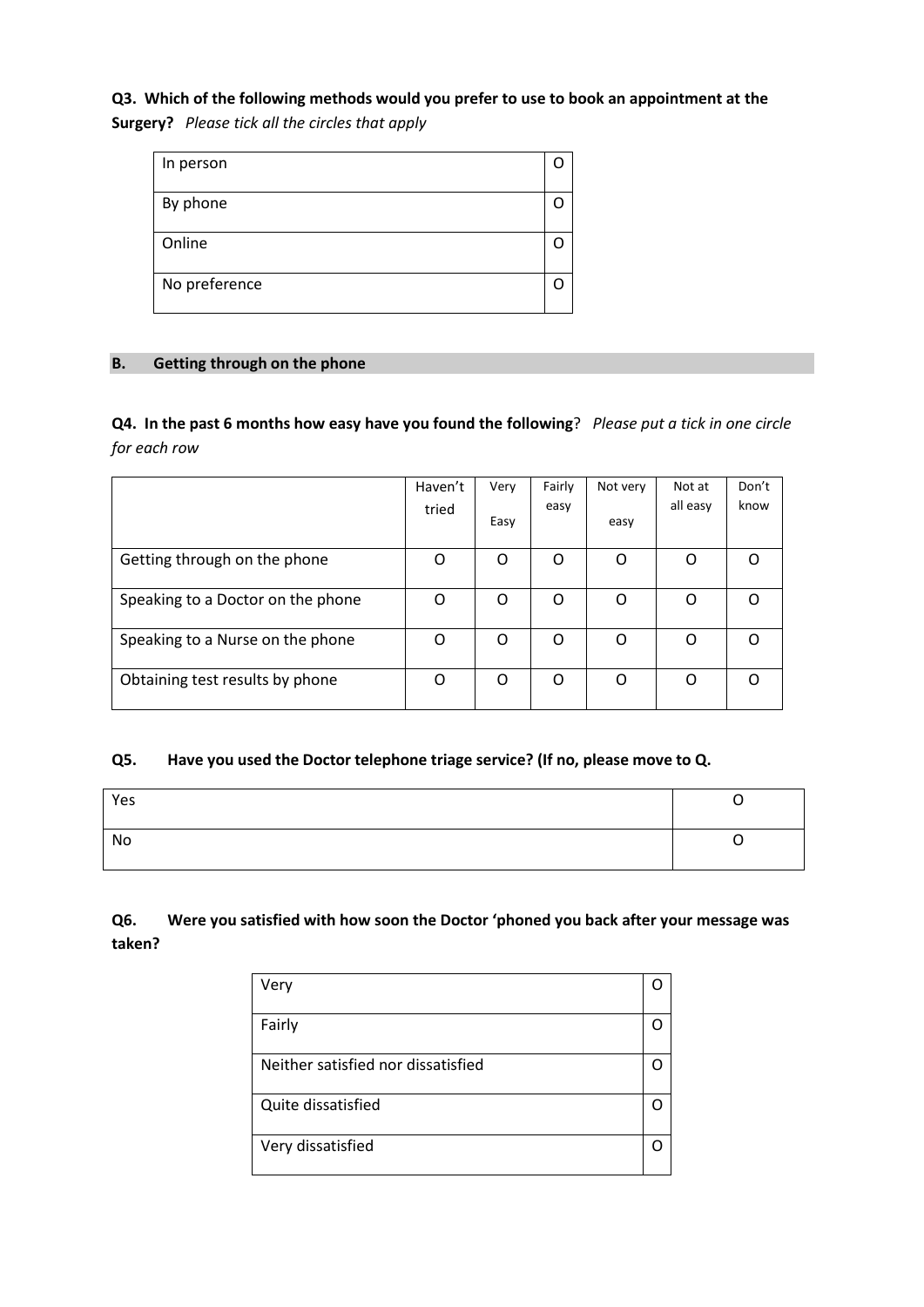**Q3. Which of the following methods would you prefer to use to book an appointment at the Surgery?** *Please tick all the circles that apply*

| | |
|---|---|
| In person | O |
| By phone | O |
| Online | O |
| No preference | O |

## B. Getting through on the phone

**Q4. In the past 6 months how easy have you found the following**? *Please put a tick in one circle for each row*

| | Haven't tried | Very Easy | Fairly easy | Not very easy | Not at all easy | Don't know |
|---|---|---|---|---|---|---|
| Getting through on the phone | O | O | O | O | O | O |
| Speaking to a Doctor on the phone | O | O | O | O | O | O |
| Speaking to a Nurse on the phone | O | O | O | O | O | O |
| Obtaining test results by phone | O | O | O | O | O | O |

**Q5. Have you used the Doctor telephone triage service? (If no, please move to Q.**

| | |
|---|---|
| Yes | O |
| No | O |

**Q6. Were you satisfied with how soon the Doctor 'phoned you back after your message was taken?**

| | |
|---|---|
| Very | O |
| Fairly | O |
| Neither satisfied nor dissatisfied | O |
| Quite dissatisfied | O |
| Very dissatisfied | O |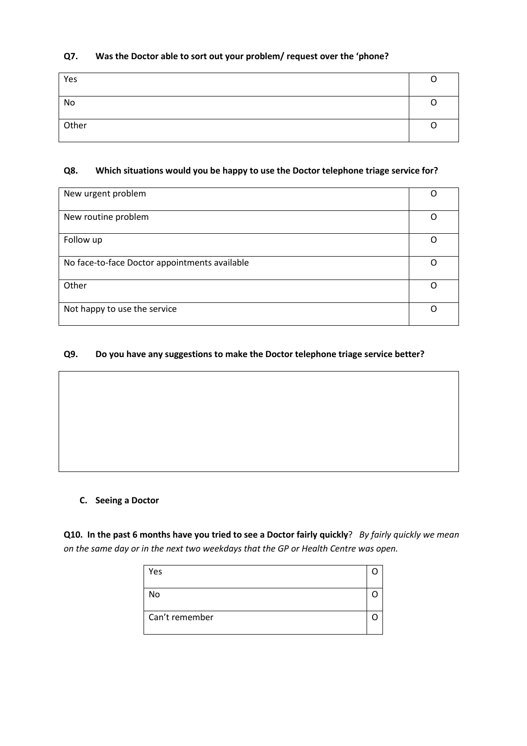**Q7. Was the Doctor able to sort out your problem/ request over the 'phone?**

| | |
|---|---|
| Yes | O |
| No | O |
| Other | O |

**Q8. Which situations would you be happy to use the Doctor telephone triage service for?**

| | |
|---|---|
| New urgent problem | O |
| New routine problem | O |
| Follow up | O |
| No face-to-face Doctor appointments available | O |
| Other | O |
| Not happy to use the service | O |

**Q9. Do you have any suggestions to make the Doctor telephone triage service better?**

| |
|---|
| |

**C. Seeing a Doctor**

**Q10. In the past 6 months have you tried to see a Doctor fairly quickly**? *By fairly quickly we mean on the same day or in the next two weekdays that the GP or Health Centre was open.*

| | |
|---|---|
| Yes | O |
| No | O |
| Can't remember | O |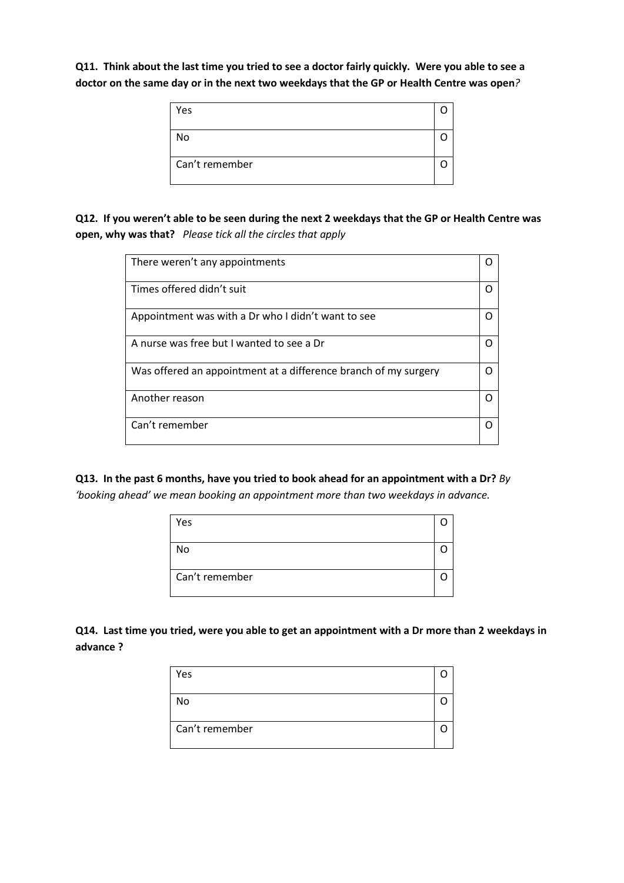**Q11. Think about the last time you tried to see a doctor fairly quickly. Were you able to see a doctor on the same day or in the next two weekdays that the GP or Health Centre was open***?*

| | |
|---|---|
| Yes | O |
| No | O |
| Can't remember | O |

**Q12. If you weren't able to be seen during the next 2 weekdays that the GP or Health Centre was open, why was that?** *Please tick all the circles that apply*

| | |
|---|---|
| There weren't any appointments | O |
| Times offered didn't suit | O |
| Appointment was with a Dr who I didn't want to see | O |
| A nurse was free but I wanted to see a Dr | O |
| Was offered an appointment at a difference branch of my surgery | O |
| Another reason | O |
| Can't remember | O |

**Q13. In the past 6 months, have you tried to book ahead for an appointment with a Dr?** *By 'booking ahead' we mean booking an appointment more than two weekdays in advance.*

| | |
|---|---|
| Yes | O |
| No | O |
| Can't remember | O |

**Q14. Last time you tried, were you able to get an appointment with a Dr more than 2 weekdays in advance ?**

| | |
|---|---|
| Yes | O |
| No | O |
| Can't remember | O |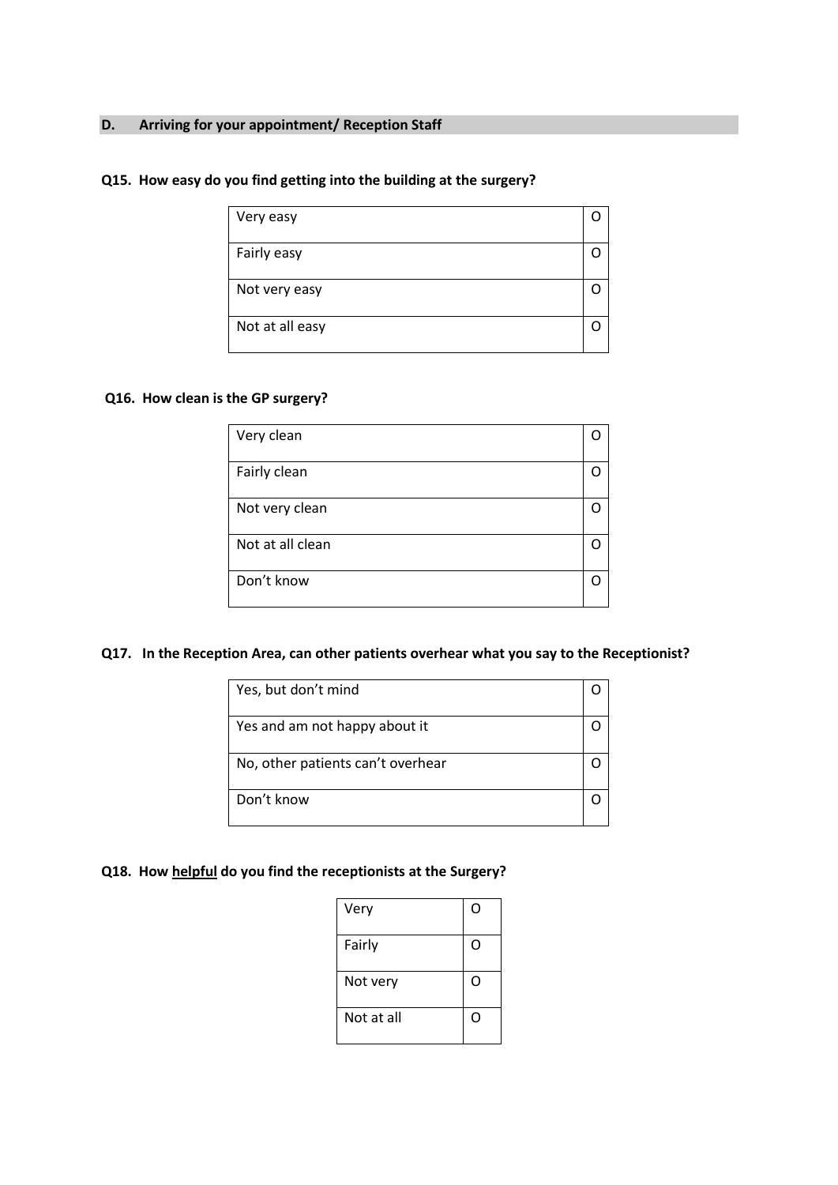## D. Arriving for your appointment/ Reception Staff

**Q15. How easy do you find getting into the building at the surgery?**

| | |
|---|---|
| Very easy | O |
| Fairly easy | O |
| Not very easy | O |
| Not at all easy | O |

**Q16. How clean is the GP surgery?**

| | |
|---|---|
| Very clean | O |
| Fairly clean | O |
| Not very clean | O |
| Not at all clean | O |
| Don't know | O |

**Q17. In the Reception Area, can other patients overhear what you say to the Receptionist?**

| | |
|---|---|
| Yes, but don't mind | O |
| Yes and am not happy about it | O |
| No, other patients can't overhear | O |
| Don't know | O |

**Q18. How <u>helpful</u> do you find the receptionists at the Surgery?**

| | |
|---|---|
| Very | O |
| Fairly | O |
| Not very | O |
| Not at all | O |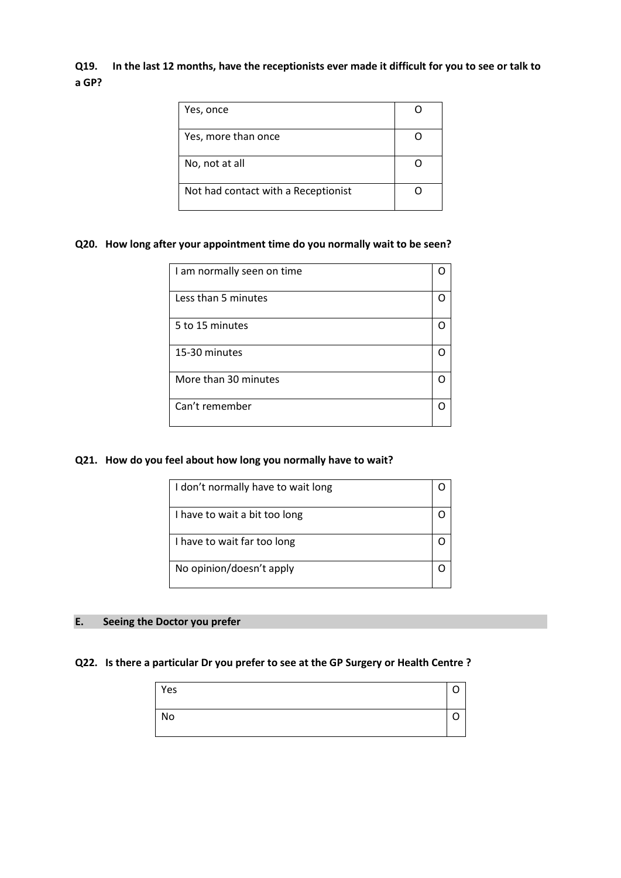**Q19. In the last 12 months, have the receptionists ever made it difficult for you to see or talk to a GP?**

| | |
|---|---|
| Yes, once | O |
| Yes, more than once | O |
| No, not at all | O |
| Not had contact with a Receptionist | O |

**Q20. How long after your appointment time do you normally wait to be seen?**

| | |
|---|---|
| I am normally seen on time | O |
| Less than 5 minutes | O |
| 5 to 15 minutes | O |
| 15-30 minutes | O |
| More than 30 minutes | O |
| Can't remember | O |

**Q21. How do you feel about how long you normally have to wait?**

| | |
|---|---|
| I don't normally have to wait long | O |
| I have to wait a bit too long | O |
| I have to wait far too long | O |
| No opinion/doesn't apply | O |

## E. Seeing the Doctor you prefer

**Q22. Is there a particular Dr you prefer to see at the GP Surgery or Health Centre ?**

| | |
|---|---|
| Yes | O |
| No | O |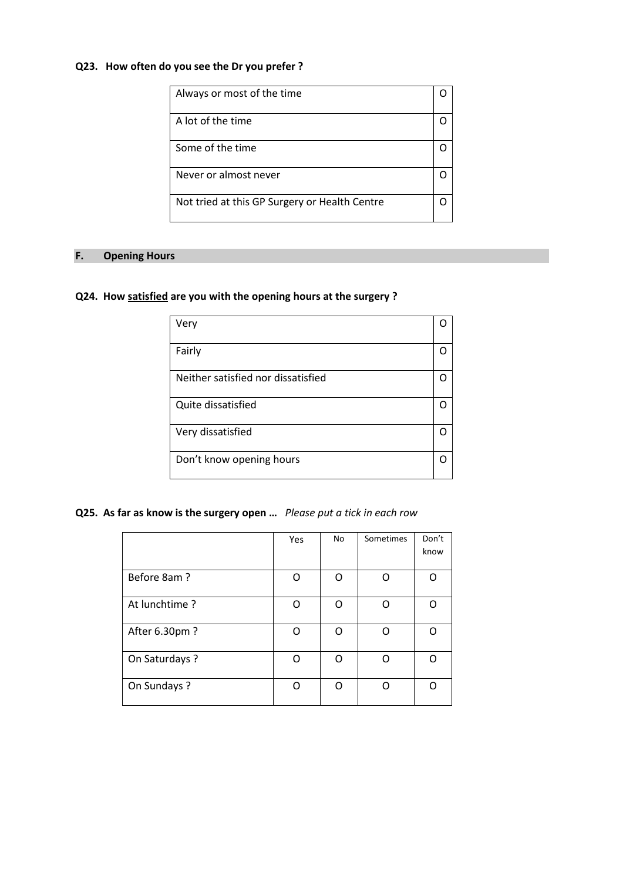**Q23. How often do you see the Dr you prefer ?**

| | |
|---|---|
| Always or most of the time | O |
| A lot of the time | O |
| Some of the time | O |
| Never or almost never | O |
| Not tried at this GP Surgery or Health Centre | O |

## F. Opening Hours

**Q24. How <u>satisfied</u> are you with the opening hours at the surgery ?**

| | |
|---|---|
| Very | O |
| Fairly | O |
| Neither satisfied nor dissatisfied | O |
| Quite dissatisfied | O |
| Very dissatisfied | O |
| Don't know opening hours | O |

**Q25. As far as know is the surgery open …** *Please put a tick in each row*

| | Yes | No | Sometimes | Don't know |
|---|---|---|---|---|
| Before 8am ? | O | O | O | O |
| At lunchtime ? | O | O | O | O |
| After 6.30pm ? | O | O | O | O |
| On Saturdays ? | O | O | O | O |
| On Sundays ? | O | O | O | O |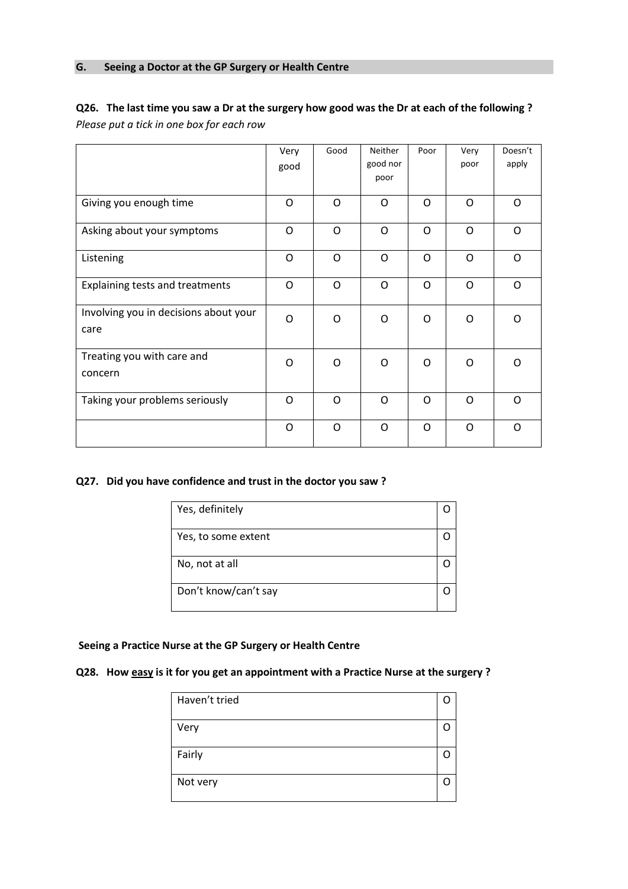## G. Seeing a Doctor at the GP Surgery or Health Centre

**Q26. The last time you saw a Dr at the surgery how good was the Dr at each of the following ?**
*Please put a tick in one box for each row*

| | Very good | Good | Neither good nor poor | Poor | Very poor | Doesn't apply |
|---|---|---|---|---|---|---|
| Giving you enough time | O | O | O | O | O | O |
| Asking about your symptoms | O | O | O | O | O | O |
| Listening | O | O | O | O | O | O |
| Explaining tests and treatments | O | O | O | O | O | O |
| Involving you in decisions about your care | O | O | O | O | O | O |
| Treating you with care and concern | O | O | O | O | O | O |
| Taking your problems seriously | O | O | O | O | O | O |
| | O | O | O | O | O | O |

**Q27. Did you have confidence and trust in the doctor you saw ?**

| | |
|---|---|
| Yes, definitely | O |
| Yes, to some extent | O |
| No, not at all | O |
| Don't know/can't say | O |

**Seeing a Practice Nurse at the GP Surgery or Health Centre**

**Q28. How easy is it for you get an appointment with a Practice Nurse at the surgery ?**

| | |
|---|---|
| Haven't tried | O |
| Very | O |
| Fairly | O |
| Not very | O |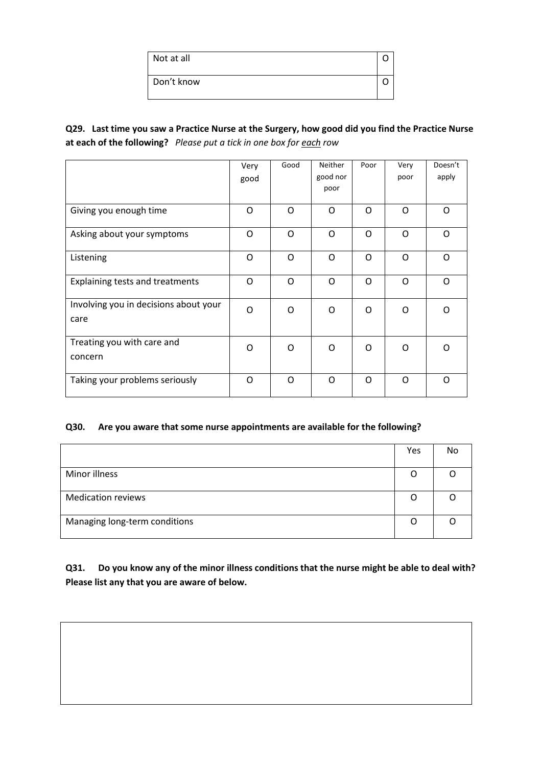| | |
|---|---|
| Not at all | O |
| Don't know | O |

**Q29. Last time you saw a Practice Nurse at the Surgery, how good did you find the Practice Nurse at each of the following?** *Please put a tick in one box for each row*

| | Very good | Good | Neither good nor poor | Poor | Very poor | Doesn't apply |
|---|---|---|---|---|---|---|
| Giving you enough time | O | O | O | O | O | O |
| Asking about your symptoms | O | O | O | O | O | O |
| Listening | O | O | O | O | O | O |
| Explaining tests and treatments | O | O | O | O | O | O |
| Involving you in decisions about your care | O | O | O | O | O | O |
| Treating you with care and concern | O | O | O | O | O | O |
| Taking your problems seriously | O | O | O | O | O | O |

**Q30. Are you aware that some nurse appointments are available for the following?**

| | Yes | No |
|---|---|---|
| Minor illness | O | O |
| Medication reviews | O | O |
| Managing long-term conditions | O | O |

**Q31. Do you know any of the minor illness conditions that the nurse might be able to deal with? Please list any that you are aware of below.**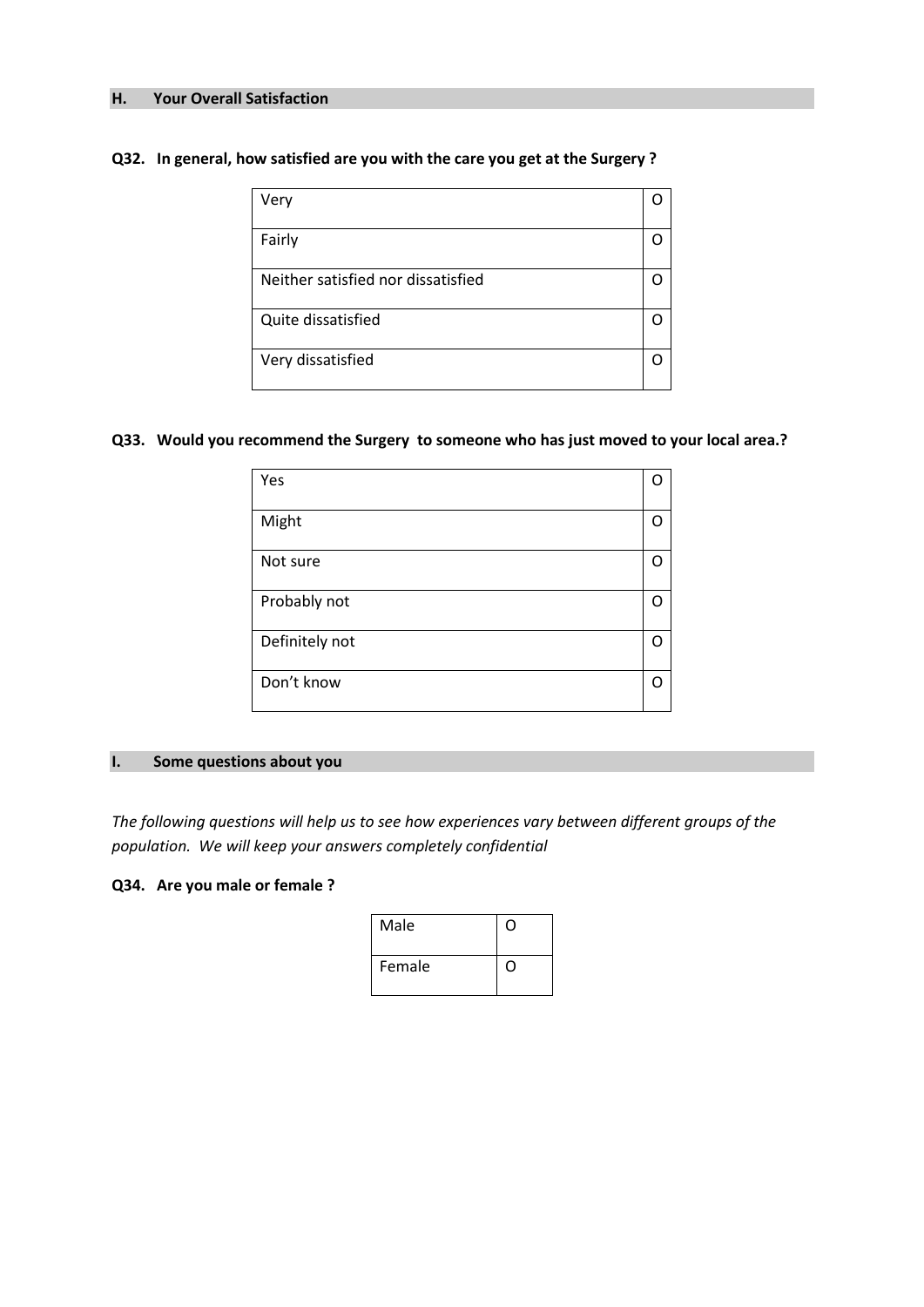## H. Your Overall Satisfaction

**Q32. In general, how satisfied are you with the care you get at the Surgery ?**

| | |
|---|---|
| Very | O |
| Fairly | O |
| Neither satisfied nor dissatisfied | O |
| Quite dissatisfied | O |
| Very dissatisfied | O |

**Q33. Would you recommend the Surgery to someone who has just moved to your local area.?**

| | |
|---|---|
| Yes | O |
| Might | O |
| Not sure | O |
| Probably not | O |
| Definitely not | O |
| Don't know | O |

## I. Some questions about you

*The following questions will help us to see how experiences vary between different groups of the population. We will keep your answers completely confidential*

**Q34. Are you male or female ?**

| | |
|---|---|
| Male | O |
| Female | O |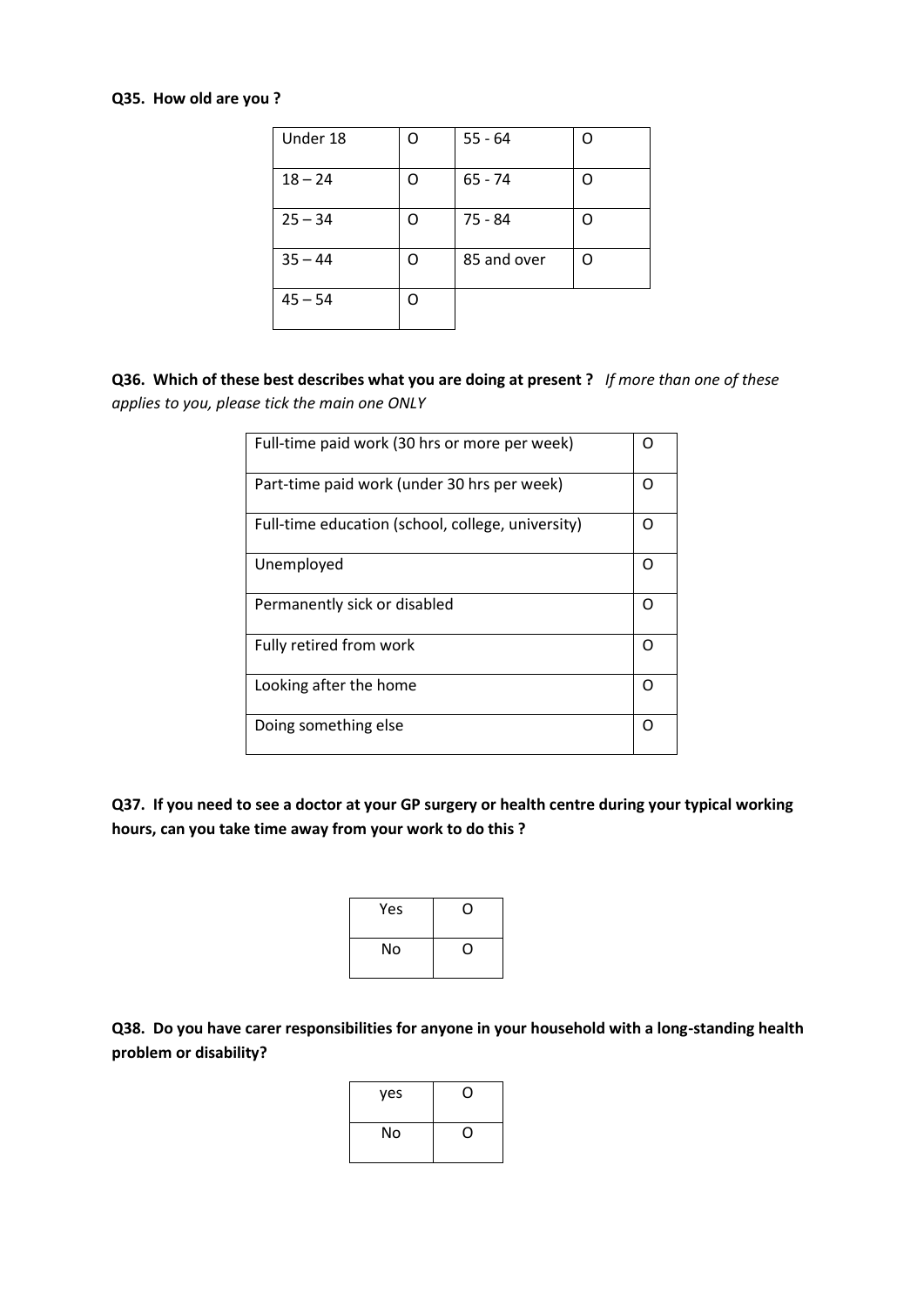**Q35. How old are you ?**

| Under 18 | O | 55 - 64 | O |
|---|---|---|---|
| 18 – 24 | O | 65 - 74 | O |
| 25 – 34 | O | 75 - 84 | O |
| 35 – 44 | O | 85 and over | O |
| 45 – 54 | O | | |

**Q36. Which of these best describes what you are doing at present ?** *If more than one of these applies to you, please tick the main one ONLY*

| Full-time paid work (30 hrs or more per week) | O |
|---|---|
| Part-time paid work (under 30 hrs per week) | O |
| Full-time education (school, college, university) | O |
| Unemployed | O |
| Permanently sick or disabled | O |
| Fully retired from work | O |
| Looking after the home | O |
| Doing something else | O |

**Q37. If you need to see a doctor at your GP surgery or health centre during your typical working hours, can you take time away from your work to do this ?**

| Yes | O |
|---|---|
| No | O |

**Q38. Do you have carer responsibilities for anyone in your household with a long-standing health problem or disability?**

| yes | O |
|---|---|
| No | O |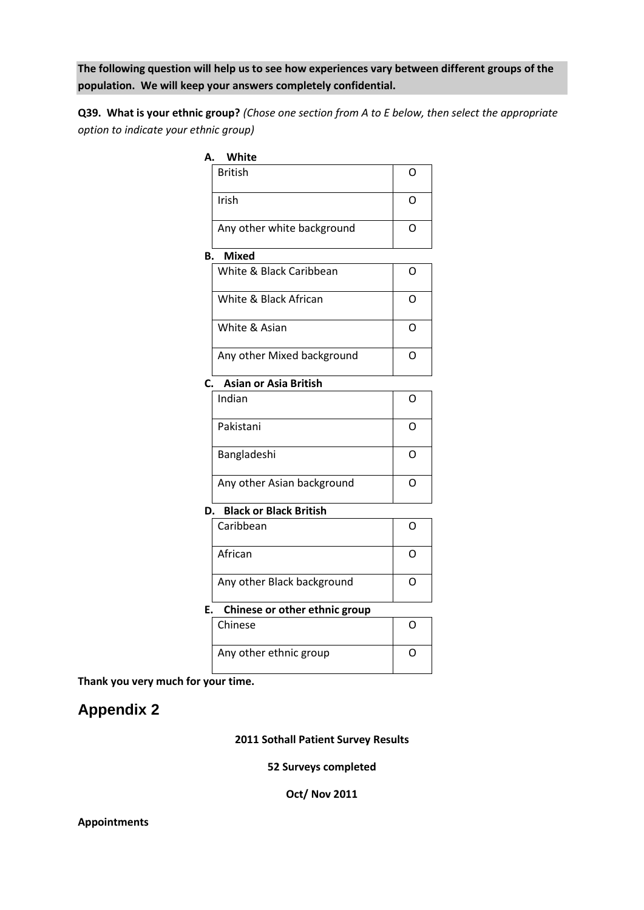**The following question will help us to see how experiences vary between different groups of the population. We will keep your answers completely confidential.**

**Q39. What is your ethnic group?** *(Chose one section from A to E below, then select the appropriate option to indicate your ethnic group)*

**A. White**

| | |
|---|---|
| British | O |
| Irish | O |
| Any other white background | O |

**B. Mixed**

| | |
|---|---|
| White & Black Caribbean | O |
| White & Black African | O |
| White & Asian | O |
| Any other Mixed background | O |

**C. Asian or Asia British**

| | |
|---|---|
| Indian | O |
| Pakistani | O |
| Bangladeshi | O |
| Any other Asian background | O |

**D. Black or Black British**

| | |
|---|---|
| Caribbean | O |
| African | O |
| Any other Black background | O |

**E. Chinese or other ethnic group**

| | |
|---|---|
| Chinese | O |
| Any other ethnic group | O |

**Thank you very much for your time.**

## Appendix 2

**2011 Sothall Patient Survey Results**

**52 Surveys completed**

**Oct/ Nov 2011**

**Appointments**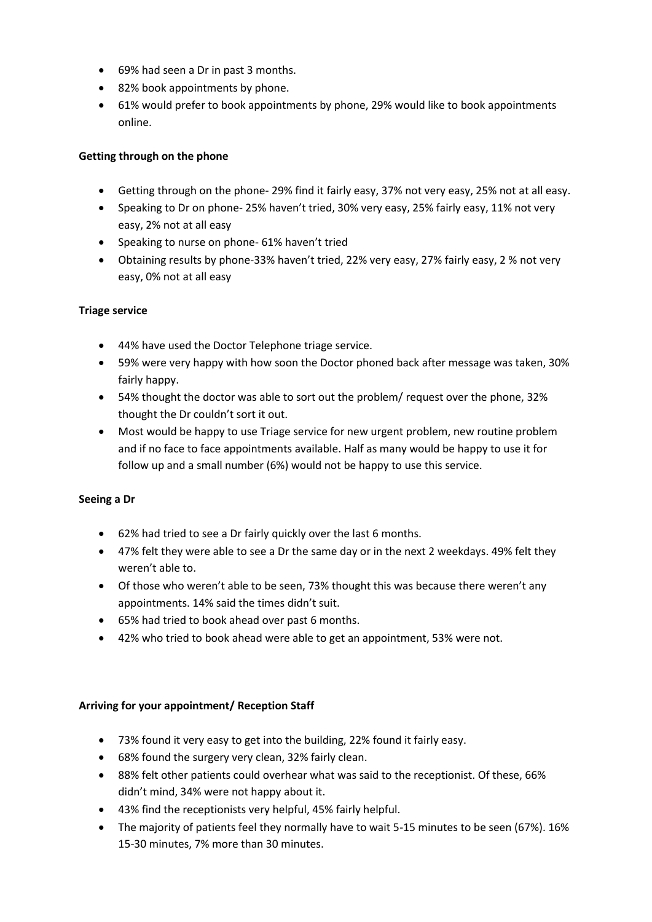- 69% had seen a Dr in past 3 months.
- 82% book appointments by phone.
- 61% would prefer to book appointments by phone, 29% would like to book appointments online.

**Getting through on the phone**

- Getting through on the phone- 29% find it fairly easy, 37% not very easy, 25% not at all easy.
- Speaking to Dr on phone- 25% haven't tried, 30% very easy, 25% fairly easy, 11% not very easy, 2% not at all easy
- Speaking to nurse on phone- 61% haven't tried
- Obtaining results by phone-33% haven't tried, 22% very easy, 27% fairly easy, 2 % not very easy, 0% not at all easy

**Triage service**

- 44% have used the Doctor Telephone triage service.
- 59% were very happy with how soon the Doctor phoned back after message was taken, 30% fairly happy.
- 54% thought the doctor was able to sort out the problem/ request over the phone, 32% thought the Dr couldn't sort it out.
- Most would be happy to use Triage service for new urgent problem, new routine problem and if no face to face appointments available. Half as many would be happy to use it for follow up and a small number (6%) would not be happy to use this service.

**Seeing a Dr**

- 62% had tried to see a Dr fairly quickly over the last 6 months.
- 47% felt they were able to see a Dr the same day or in the next 2 weekdays. 49% felt they weren't able to.
- Of those who weren't able to be seen, 73% thought this was because there weren't any appointments. 14% said the times didn't suit.
- 65% had tried to book ahead over past 6 months.
- 42% who tried to book ahead were able to get an appointment, 53% were not.

**Arriving for your appointment/ Reception Staff**

- 73% found it very easy to get into the building, 22% found it fairly easy.
- 68% found the surgery very clean, 32% fairly clean.
- 88% felt other patients could overhear what was said to the receptionist. Of these, 66% didn't mind, 34% were not happy about it.
- 43% find the receptionists very helpful, 45% fairly helpful.
- The majority of patients feel they normally have to wait 5-15 minutes to be seen (67%). 16% 15-30 minutes, 7% more than 30 minutes.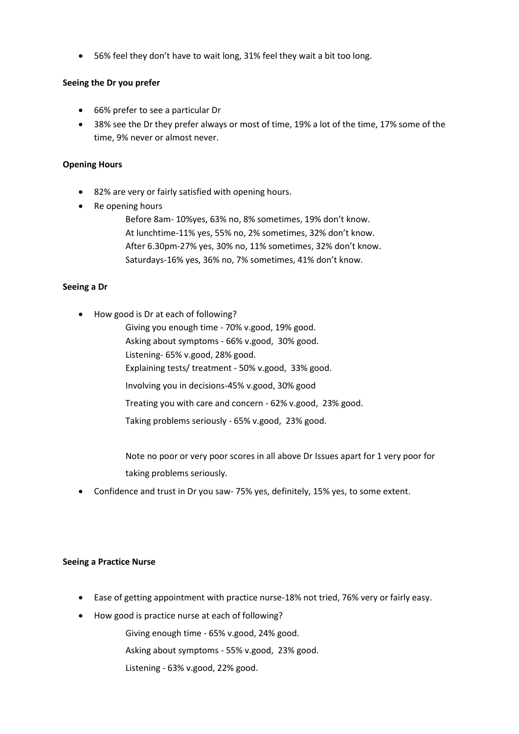- 56% feel they don't have to wait long, 31% feel they wait a bit too long.

**Seeing the Dr you prefer**

- 66% prefer to see a particular Dr
- 38% see the Dr they prefer always or most of time, 19% a lot of the time, 17% some of the time, 9% never or almost never.

**Opening Hours**

- 82% are very or fairly satisfied with opening hours.
- Re opening hours

  Before 8am- 10%yes, 63% no, 8% sometimes, 19% don't know.
  At lunchtime-11% yes, 55% no, 2% sometimes, 32% don't know.
  After 6.30pm-27% yes, 30% no, 11% sometimes, 32% don't know.
  Saturdays-16% yes, 36% no, 7% sometimes, 41% don't know.

**Seeing a Dr**

- How good is Dr at each of following?

  Giving you enough time - 70% v.good, 19% good.
  Asking about symptoms - 66% v.good, 30% good.
  Listening- 65% v.good, 28% good.
  Explaining tests/ treatment - 50% v.good, 33% good.
  Involving you in decisions-45% v.good, 30% good
  Treating you with care and concern - 62% v.good, 23% good.
  Taking problems seriously - 65% v.good, 23% good.

  Note no poor or very poor scores in all above Dr Issues apart for 1 very poor for taking problems seriously.

- Confidence and trust in Dr you saw- 75% yes, definitely, 15% yes, to some extent.

**Seeing a Practice Nurse**

- Ease of getting appointment with practice nurse-18% not tried, 76% very or fairly easy.
- How good is practice nurse at each of following?

  Giving enough time - 65% v.good, 24% good.
  Asking about symptoms - 55% v.good, 23% good.
  Listening - 63% v.good, 22% good.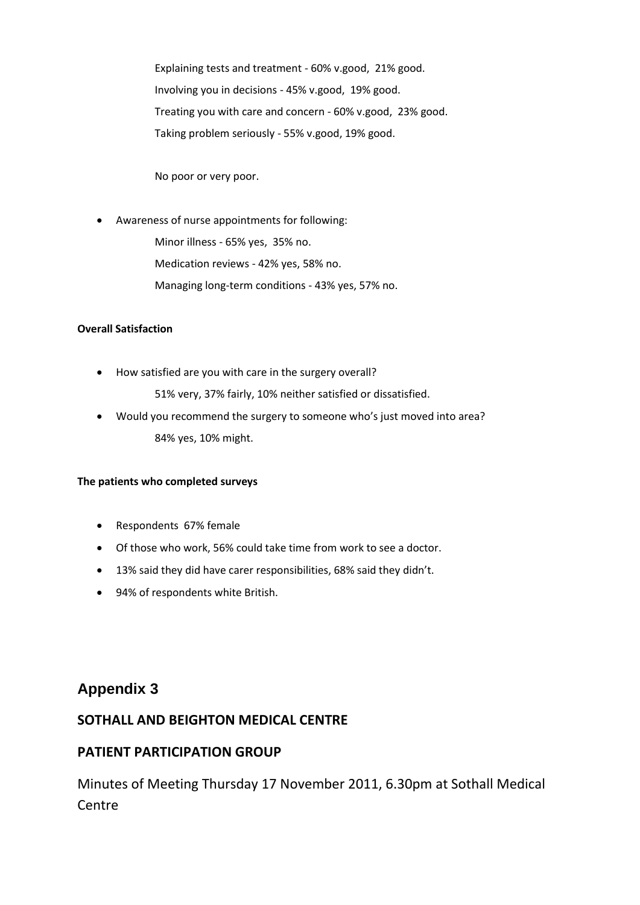Explaining tests and treatment - 60% v.good, 21% good.

Involving you in decisions - 45% v.good, 19% good.

Treating you with care and concern - 60% v.good, 23% good.

Taking problem seriously - 55% v.good, 19% good.

No poor or very poor.

- Awareness of nurse appointments for following:

  Minor illness - 65% yes, 35% no.

  Medication reviews - 42% yes, 58% no.

  Managing long-term conditions - 43% yes, 57% no.

**Overall Satisfaction**

- How satisfied are you with care in the surgery overall?

  51% very, 37% fairly, 10% neither satisfied or dissatisfied.

- Would you recommend the surgery to someone who's just moved into area?

  84% yes, 10% might.

**The patients who completed surveys**

- Respondents 67% female
- Of those who work, 56% could take time from work to see a doctor.
- 13% said they did have carer responsibilities, 68% said they didn't.
- 94% of respondents white British.

## Appendix 3

### SOTHALL AND BEIGHTON MEDICAL CENTRE

### PATIENT PARTICIPATION GROUP

Minutes of Meeting Thursday 17 November 2011, 6.30pm at Sothall Medical Centre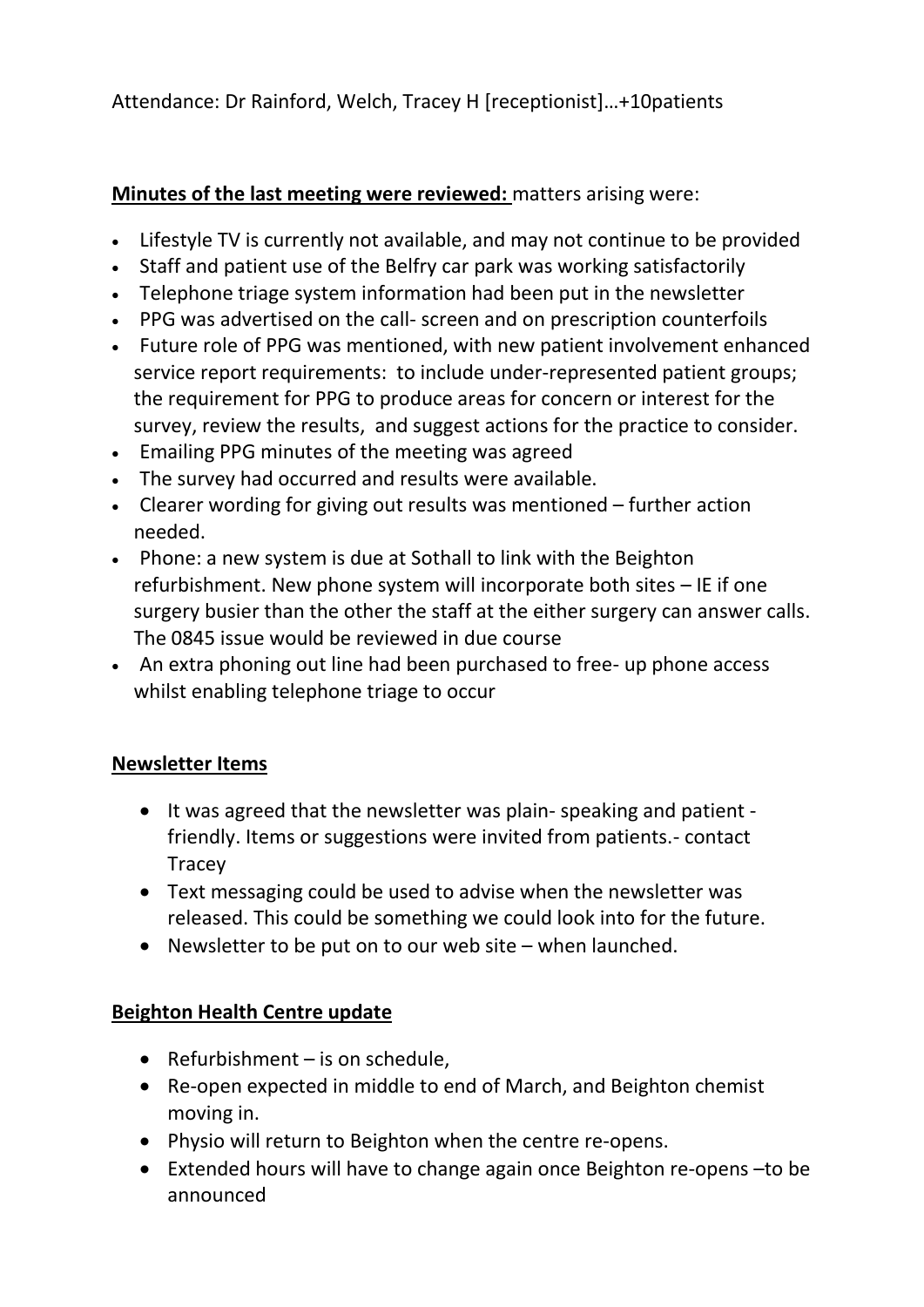Attendance: Dr Rainford, Welch, Tracey H [receptionist]…+10patients

**Minutes of the last meeting were reviewed:** matters arising were:

- Lifestyle TV is currently not available, and may not continue to be provided
- Staff and patient use of the Belfry car park was working satisfactorily
- Telephone triage system information had been put in the newsletter
- PPG was advertised on the call- screen and on prescription counterfoils
- Future role of PPG was mentioned, with new patient involvement enhanced service report requirements: to include under-represented patient groups; the requirement for PPG to produce areas for concern or interest for the survey, review the results, and suggest actions for the practice to consider.
- Emailing PPG minutes of the meeting was agreed
- The survey had occurred and results were available.
- Clearer wording for giving out results was mentioned – further action needed.
- Phone: a new system is due at Sothall to link with the Beighton refurbishment. New phone system will incorporate both sites – IE if one surgery busier than the other the staff at the either surgery can answer calls. The 0845 issue would be reviewed in due course
- An extra phoning out line had been purchased to free- up phone access whilst enabling telephone triage to occur

**Newsletter Items**

- It was agreed that the newsletter was plain- speaking and patient - friendly. Items or suggestions were invited from patients.- contact Tracey
- Text messaging could be used to advise when the newsletter was released. This could be something we could look into for the future.
- Newsletter to be put on to our web site – when launched.

**Beighton Health Centre update**

- Refurbishment – is on schedule,
- Re-open expected in middle to end of March, and Beighton chemist moving in.
- Physio will return to Beighton when the centre re-opens.
- Extended hours will have to change again once Beighton re-opens –to be announced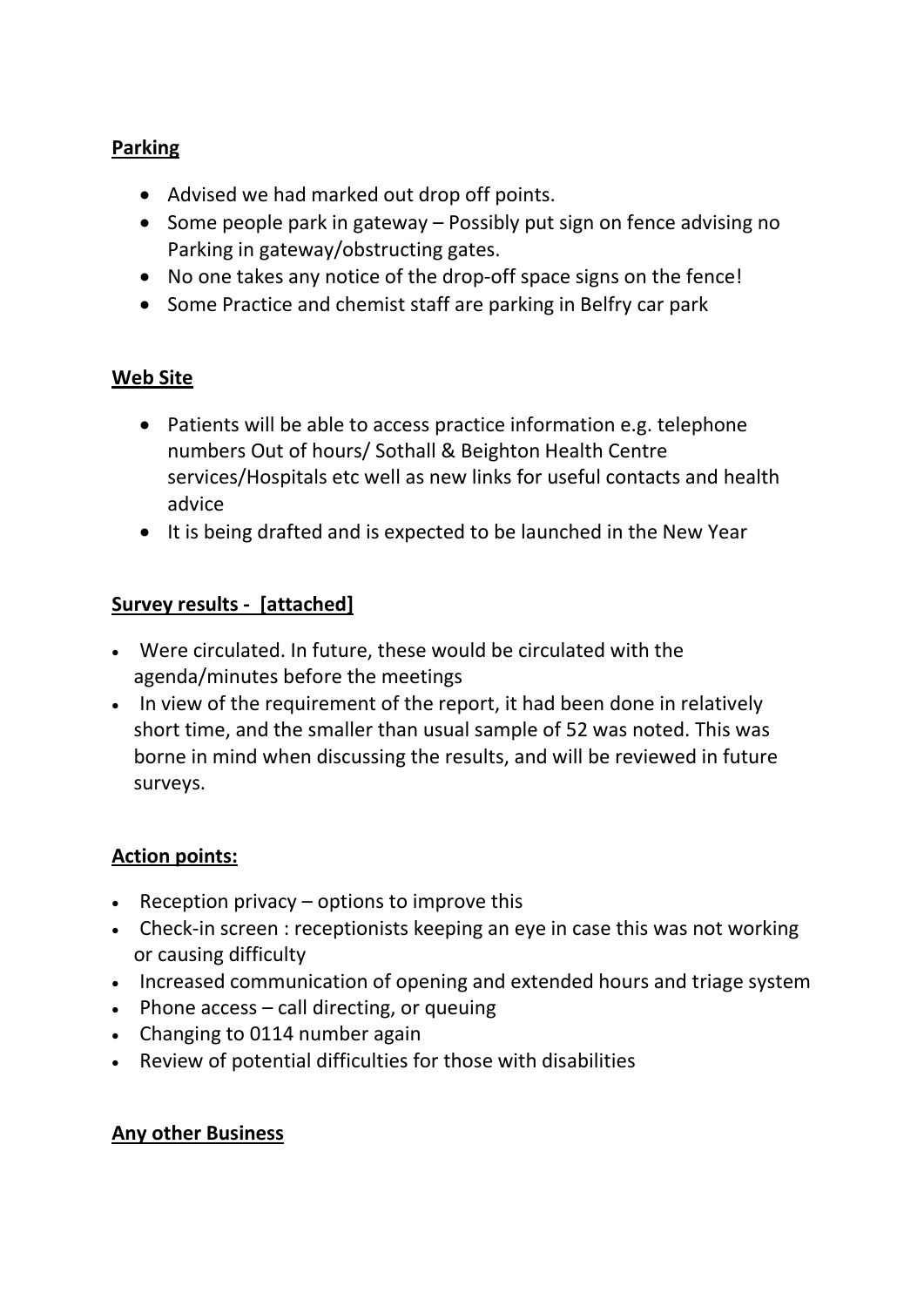**Parking**

- Advised we had marked out drop off points.
- Some people park in gateway – Possibly put sign on fence advising no Parking in gateway/obstructing gates.
- No one takes any notice of the drop-off space signs on the fence!
- Some Practice and chemist staff are parking in Belfry car park

**Web Site**

- Patients will be able to access practice information e.g. telephone numbers Out of hours/ Sothall & Beighton Health Centre services/Hospitals etc well as new links for useful contacts and health advice
- It is being drafted and is expected to be launched in the New Year

**Survey results - [attached]**

- Were circulated. In future, these would be circulated with the agenda/minutes before the meetings
- In view of the requirement of the report, it had been done in relatively short time, and the smaller than usual sample of 52 was noted. This was borne in mind when discussing the results, and will be reviewed in future surveys.

**Action points:**

- Reception privacy – options to improve this
- Check-in screen : receptionists keeping an eye in case this was not working or causing difficulty
- Increased communication of opening and extended hours and triage system
- Phone access – call directing, or queuing
- Changing to 0114 number again
- Review of potential difficulties for those with disabilities

**Any other Business**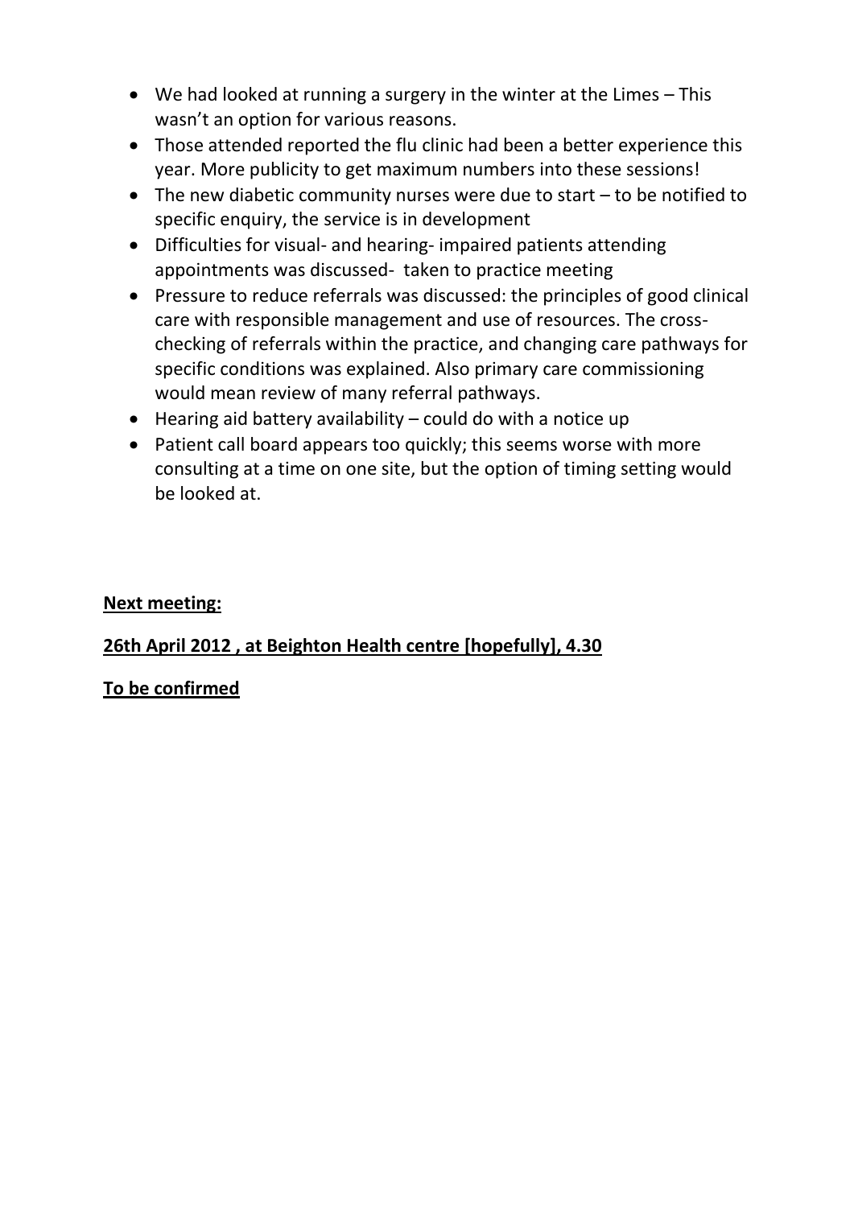- We had looked at running a surgery in the winter at the Limes – This wasn't an option for various reasons.
- Those attended reported the flu clinic had been a better experience this year. More publicity to get maximum numbers into these sessions!
- The new diabetic community nurses were due to start – to be notified to specific enquiry, the service is in development
- Difficulties for visual- and hearing- impaired patients attending appointments was discussed- taken to practice meeting
- Pressure to reduce referrals was discussed: the principles of good clinical care with responsible management and use of resources. The cross-checking of referrals within the practice, and changing care pathways for specific conditions was explained. Also primary care commissioning would mean review of many referral pathways.
- Hearing aid battery availability – could do with a notice up
- Patient call board appears too quickly; this seems worse with more consulting at a time on one site, but the option of timing setting would be looked at.

**Next meeting:**

**26th April 2012 , at Beighton Health centre [hopefully], 4.30**

**To be confirmed**